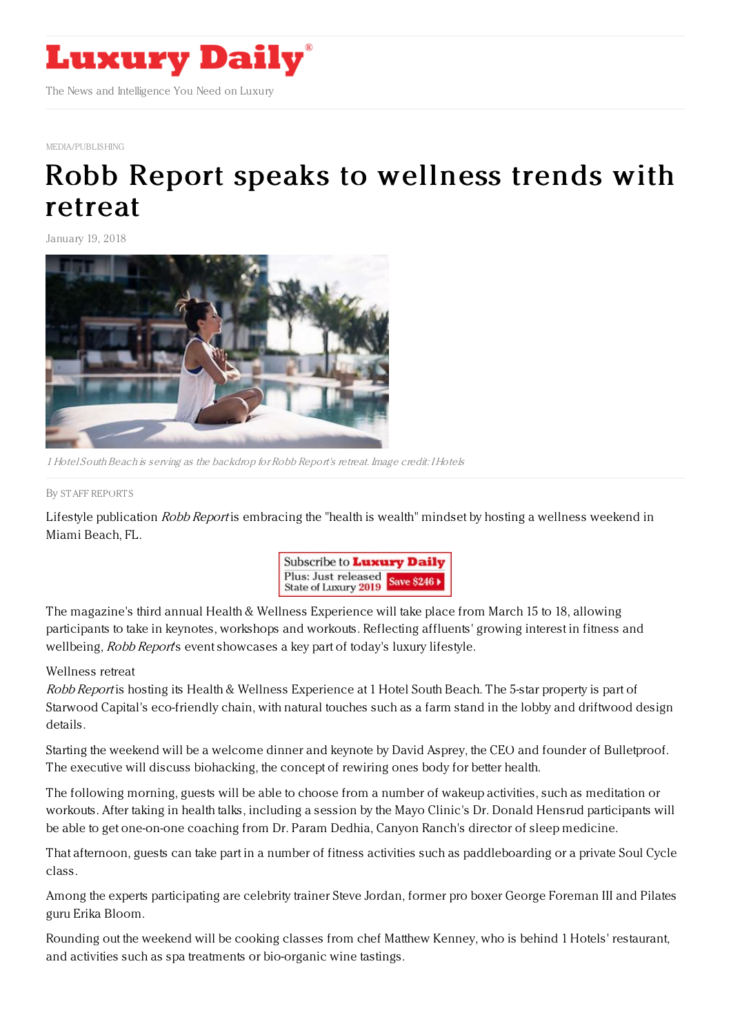# Luxury Daily

The News and Intelligence You Need on Luxury

MEDIA/PUBLISHING

# Robb Report speaks to wellness trends with retreat

January 19, 2018

*1 Hotel South Beach is serving as the backdrop for Robb Report's retreat. Image credit: I Hotels*

By STAFF REPORTS

Lifestyle publication *Robb Report* is embracing the "health is wealth" mindset by hosting a wellness weekend in Miami Beach, FL.

The magazine's third annual Health & Wellness Experience will take place from March 15 to 18, allowing participants to take in keynotes, workshops and workouts. Reflecting affluents' growing interest in fitness and wellbeing, *Robb Report*'s event showcases a key part of today's luxury lifestyle.

Wellness retreat

*Robb Report* is hosting its Health & Wellness Experience at 1 Hotel South Beach. The 5-star property is part of Starwood Capital's eco-friendly chain, with natural touches such as a farm stand in the lobby and driftwood design details.

Starting the weekend will be a welcome dinner and keynote by David Asprey, the CEO and founder of Bulletproof. The executive will discuss biohacking, the concept of rewiring ones body for better health.

The following morning, guests will be able to choose from a number of wakeup activities, such as meditation or workouts. After taking in health talks, including a session by the Mayo Clinic's Dr. Donald Hensrud participants will be able to get one-on-one coaching from Dr. Param Dedhia, Canyon Ranch's director of sleep medicine.

That afternoon, guests can take part in a number of fitness activities such as paddleboarding or a private Soul Cycle class.

Among the experts participating are celebrity trainer Steve Jordan, former pro boxer George Foreman III and Pilates guru Erika Bloom.

Rounding out the weekend will be cooking classes from chef Matthew Kenney, who is behind 1 Hotels' restaurant, and activities such as spa treatments or bio-organic wine tastings.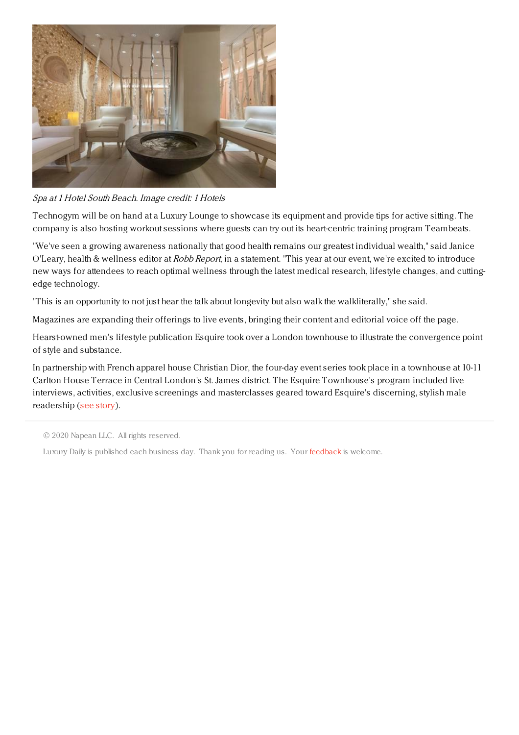*Spa at 1 Hotel South Beach. Image credit: 1 Hotels*

Technogym will be on hand at a Luxury Lounge to showcase its equipment and provide tips for active sitting. The company is also hosting workout sessions where guests can try out its heart-centric training program Teambeats.

"We've seen a growing awareness nationally that good health remains our greatest individual wealth," said Janice O'Leary, health & wellness editor at *Robb Report*, in a statement. "This year at our event, we're excited to introduce new ways for attendees to reach optimal wellness through the latest medical research, lifestyle changes, and cutting-edge technology.

"This is an opportunity to not just hear the talk about longevity but also walk the walkliterally," she said.

Magazines are expanding their offerings to live events, bringing their content and editorial voice off the page.

Hearst-owned men's lifestyle publication Esquire took over a London townhouse to illustrate the convergence point of style and substance.

In partnership with French apparel house Christian Dior, the four-day event series took place in a townhouse at 10-11 Carlton House Terrace in Central London's St. James district. The Esquire Townhouse's program included live interviews, activities, exclusive screenings and masterclasses geared toward Esquire's discerning, stylish male readership (see story).

© 2020 Napean LLC. All rights reserved.

Luxury Daily is published each business day. Thank you for reading us. Your feedback is welcome.